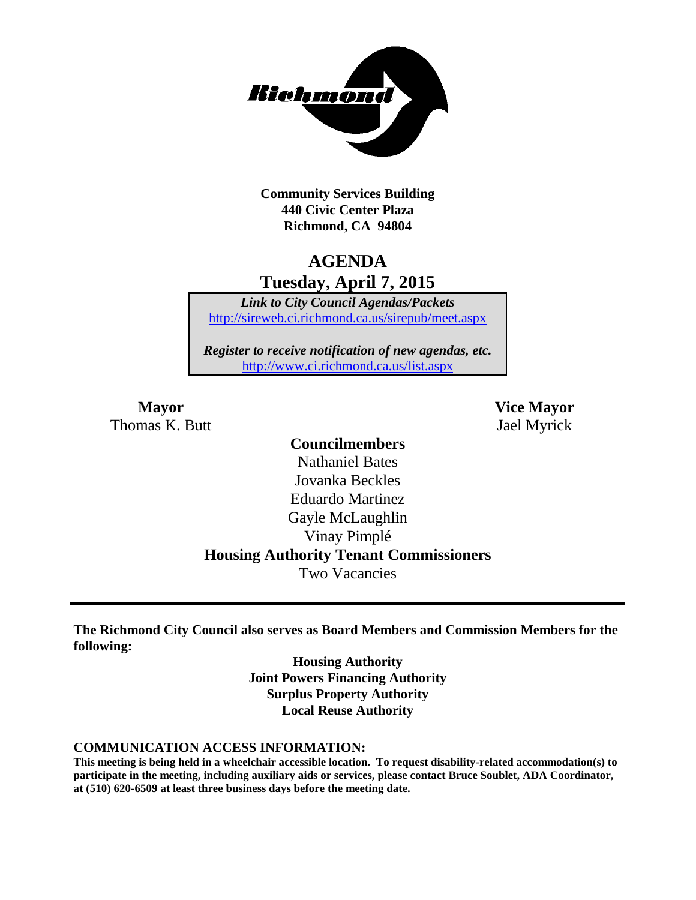**Community Services Building**
**440 Civic Center Plaza**
**Richmond, CA 94804**

# AGENDA
## Tuesday, April 7, 2015

***Link to City Council Agendas/Packets***
http://sireweb.ci.richmond.ca.us/sirepub/meet.aspx

***Register to receive notification of new agendas, etc.***
http://www.ci.richmond.ca.us/list.aspx

**Mayor**
Thomas K. Butt

**Vice Mayor**
Jael Myrick

**Councilmembers**
Nathaniel Bates
Jovanka Beckles
Eduardo Martinez
Gayle McLaughlin
Vinay Pimplé

**Housing Authority Tenant Commissioners**
Two Vacancies

---

**The Richmond City Council also serves as Board Members and Commission Members for the following:**

**Housing Authority**
**Joint Powers Financing Authority**
**Surplus Property Authority**
**Local Reuse Authority**

**COMMUNICATION ACCESS INFORMATION:**

**This meeting is being held in a wheelchair accessible location. To request disability-related accommodation(s) to participate in the meeting, including auxiliary aids or services, please contact Bruce Soublet, ADA Coordinator, at (510) 620-6509 at least three business days before the meeting date.**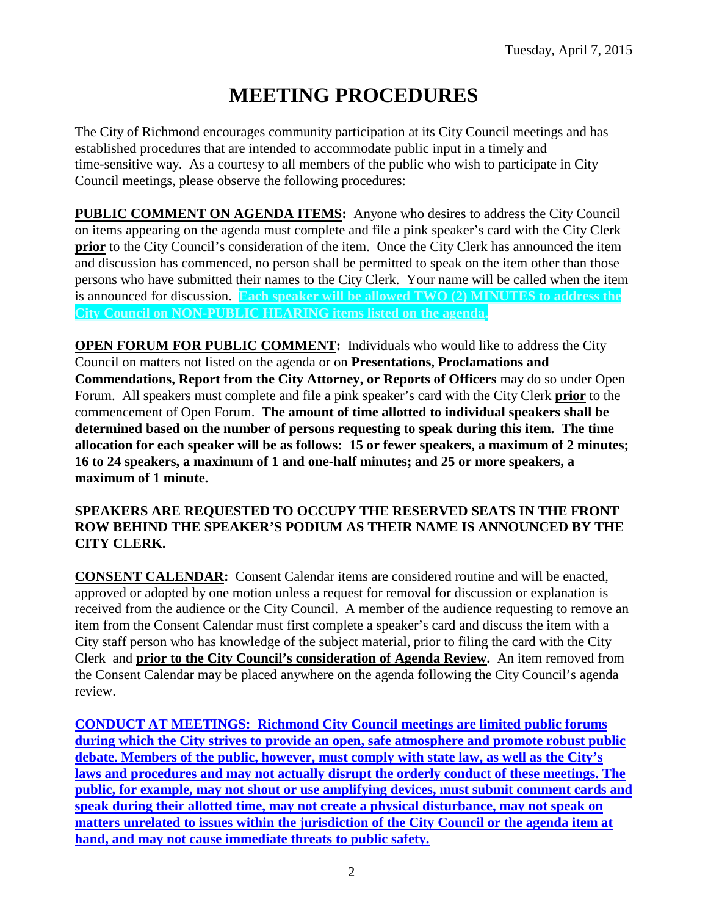# MEETING PROCEDURES

The City of Richmond encourages community participation at its City Council meetings and has established procedures that are intended to accommodate public input in a timely and time-sensitive way. As a courtesy to all members of the public who wish to participate in City Council meetings, please observe the following procedures:

**PUBLIC COMMENT ON AGENDA ITEMS:** Anyone who desires to address the City Council on items appearing on the agenda must complete and file a pink speaker's card with the City Clerk **prior** to the City Council's consideration of the item. Once the City Clerk has announced the item and discussion has commenced, no person shall be permitted to speak on the item other than those persons who have submitted their names to the City Clerk. Your name will be called when the item is announced for discussion. **Each speaker will be allowed TWO (2) MINUTES to address the City Council on NON-PUBLIC HEARING items listed on the agenda.**

**OPEN FORUM FOR PUBLIC COMMENT:** Individuals who would like to address the City Council on matters not listed on the agenda or on **Presentations, Proclamations and Commendations, Report from the City Attorney, or Reports of Officers** may do so under Open Forum. All speakers must complete and file a pink speaker's card with the City Clerk **prior** to the commencement of Open Forum. **The amount of time allotted to individual speakers shall be determined based on the number of persons requesting to speak during this item. The time allocation for each speaker will be as follows: 15 or fewer speakers, a maximum of 2 minutes; 16 to 24 speakers, a maximum of 1 and one-half minutes; and 25 or more speakers, a maximum of 1 minute.**

**SPEAKERS ARE REQUESTED TO OCCUPY THE RESERVED SEATS IN THE FRONT ROW BEHIND THE SPEAKER'S PODIUM AS THEIR NAME IS ANNOUNCED BY THE CITY CLERK.**

**CONSENT CALENDAR:** Consent Calendar items are considered routine and will be enacted, approved or adopted by one motion unless a request for removal for discussion or explanation is received from the audience or the City Council. A member of the audience requesting to remove an item from the Consent Calendar must first complete a speaker's card and discuss the item with a City staff person who has knowledge of the subject material, prior to filing the card with the City Clerk and **prior to the City Council's consideration of Agenda Review.** An item removed from the Consent Calendar may be placed anywhere on the agenda following the City Council's agenda review.

**CONDUCT AT MEETINGS: Richmond City Council meetings are limited public forums during which the City strives to provide an open, safe atmosphere and promote robust public debate. Members of the public, however, must comply with state law, as well as the City's laws and procedures and may not actually disrupt the orderly conduct of these meetings. The public, for example, may not shout or use amplifying devices, must submit comment cards and speak during their allotted time, may not create a physical disturbance, may not speak on matters unrelated to issues within the jurisdiction of the City Council or the agenda item at hand, and may not cause immediate threats to public safety.**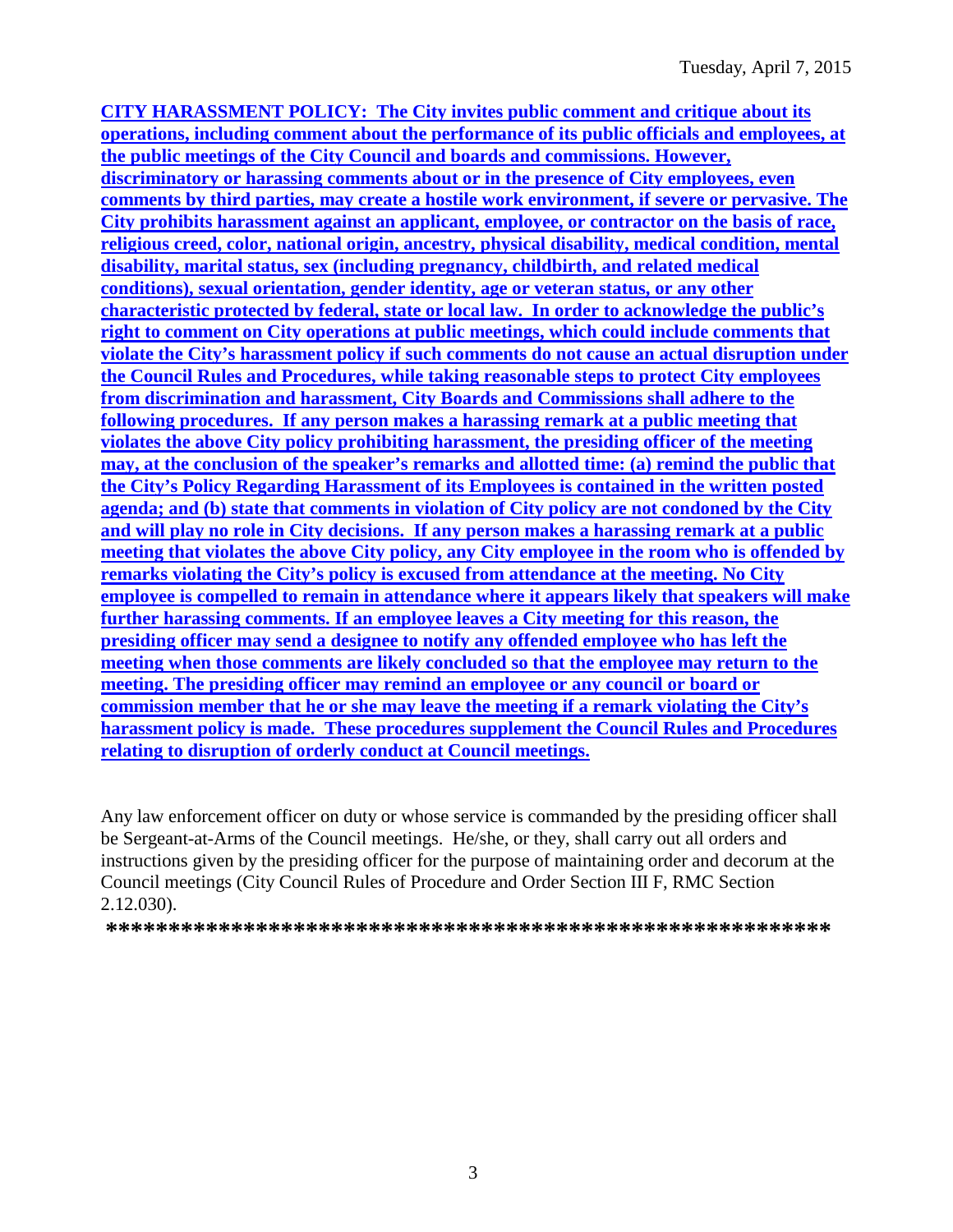**CITY HARASSMENT POLICY: The City invites public comment and critique about its operations, including comment about the performance of its public officials and employees, at the public meetings of the City Council and boards and commissions. However, discriminatory or harassing comments about or in the presence of City employees, even comments by third parties, may create a hostile work environment, if severe or pervasive. The City prohibits harassment against an applicant, employee, or contractor on the basis of race, religious creed, color, national origin, ancestry, physical disability, medical condition, mental disability, marital status, sex (including pregnancy, childbirth, and related medical conditions), sexual orientation, gender identity, age or veteran status, or any other characteristic protected by federal, state or local law. In order to acknowledge the public's right to comment on City operations at public meetings, which could include comments that violate the City's harassment policy if such comments do not cause an actual disruption under the Council Rules and Procedures, while taking reasonable steps to protect City employees from discrimination and harassment, City Boards and Commissions shall adhere to the following procedures. If any person makes a harassing remark at a public meeting that violates the above City policy prohibiting harassment, the presiding officer of the meeting may, at the conclusion of the speaker's remarks and allotted time: (a) remind the public that the City's Policy Regarding Harassment of its Employees is contained in the written posted agenda; and (b) state that comments in violation of City policy are not condoned by the City and will play no role in City decisions. If any person makes a harassing remark at a public meeting that violates the above City policy, any City employee in the room who is offended by remarks violating the City's policy is excused from attendance at the meeting. No City employee is compelled to remain in attendance where it appears likely that speakers will make further harassing comments. If an employee leaves a City meeting for this reason, the presiding officer may send a designee to notify any offended employee who has left the meeting when those comments are likely concluded so that the employee may return to the meeting. The presiding officer may remind an employee or any council or board or commission member that he or she may leave the meeting if a remark violating the City's harassment policy is made. These procedures supplement the Council Rules and Procedures relating to disruption of orderly conduct at Council meetings.**

Any law enforcement officer on duty or whose service is commanded by the presiding officer shall be Sergeant-at-Arms of the Council meetings. He/she, or they, shall carry out all orders and instructions given by the presiding officer for the purpose of maintaining order and decorum at the Council meetings (City Council Rules of Procedure and Order Section III F, RMC Section 2.12.030).

**\*\*\*\*\*\*\*\*\*\*\*\*\*\*\*\*\*\*\*\*\*\*\*\*\*\*\*\*\*\*\*\*\*\*\*\*\*\*\*\*\*\*\*\*\*\*\*\*\*\*\*\*\*\*\*\*\*\*\***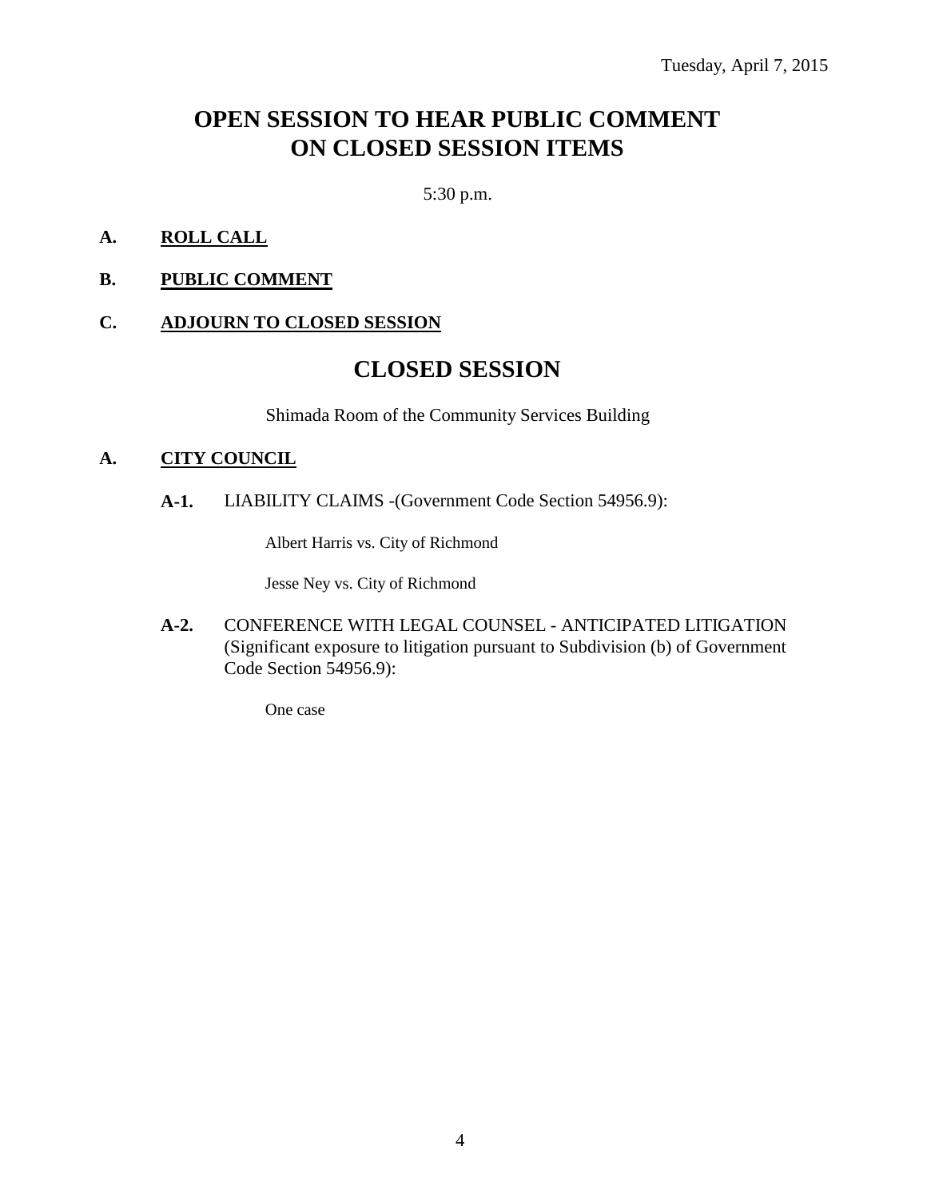Tuesday, April 7, 2015

# OPEN SESSION TO HEAR PUBLIC COMMENT ON CLOSED SESSION ITEMS

5:30 p.m.

**A. ROLL CALL**

**B. PUBLIC COMMENT**

**C. ADJOURN TO CLOSED SESSION**

# CLOSED SESSION

Shimada Room of the Community Services Building

**A. CITY COUNCIL**

**A-1.** LIABILITY CLAIMS -(Government Code Section 54956.9):

Albert Harris vs. City of Richmond

Jesse Ney vs. City of Richmond

**A-2.** CONFERENCE WITH LEGAL COUNSEL - ANTICIPATED LITIGATION (Significant exposure to litigation pursuant to Subdivision (b) of Government Code Section 54956.9):

One case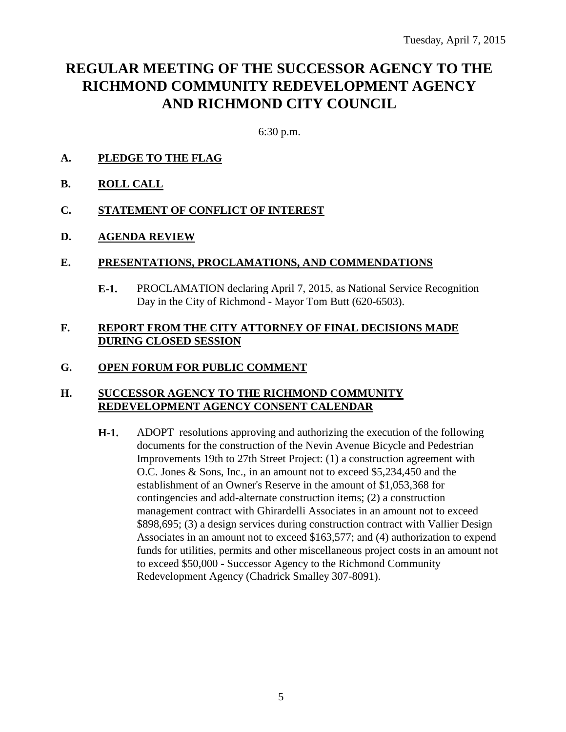Tuesday, April 7, 2015

# REGULAR MEETING OF THE SUCCESSOR AGENCY TO THE RICHMOND COMMUNITY REDEVELOPMENT AGENCY AND RICHMOND CITY COUNCIL

6:30 p.m.

**A. PLEDGE TO THE FLAG**

**B. ROLL CALL**

**C. STATEMENT OF CONFLICT OF INTEREST**

**D. AGENDA REVIEW**

**E. PRESENTATIONS, PROCLAMATIONS, AND COMMENDATIONS**

**E-1.** PROCLAMATION declaring April 7, 2015, as National Service Recognition Day in the City of Richmond - Mayor Tom Butt (620-6503).

**F. REPORT FROM THE CITY ATTORNEY OF FINAL DECISIONS MADE DURING CLOSED SESSION**

**G. OPEN FORUM FOR PUBLIC COMMENT**

**H. SUCCESSOR AGENCY TO THE RICHMOND COMMUNITY REDEVELOPMENT AGENCY CONSENT CALENDAR**

**H-1.** ADOPT resolutions approving and authorizing the execution of the following documents for the construction of the Nevin Avenue Bicycle and Pedestrian Improvements 19th to 27th Street Project: (1) a construction agreement with O.C. Jones & Sons, Inc., in an amount not to exceed $5,234,450 and the establishment of an Owner's Reserve in the amount of $1,053,368 for contingencies and add-alternate construction items; (2) a construction management contract with Ghirardelli Associates in an amount not to exceed $898,695; (3) a design services during construction contract with Vallier Design Associates in an amount not to exceed $163,577; and (4) authorization to expend funds for utilities, permits and other miscellaneous project costs in an amount not to exceed $50,000 - Successor Agency to the Richmond Community Redevelopment Agency (Chadrick Smalley 307-8091).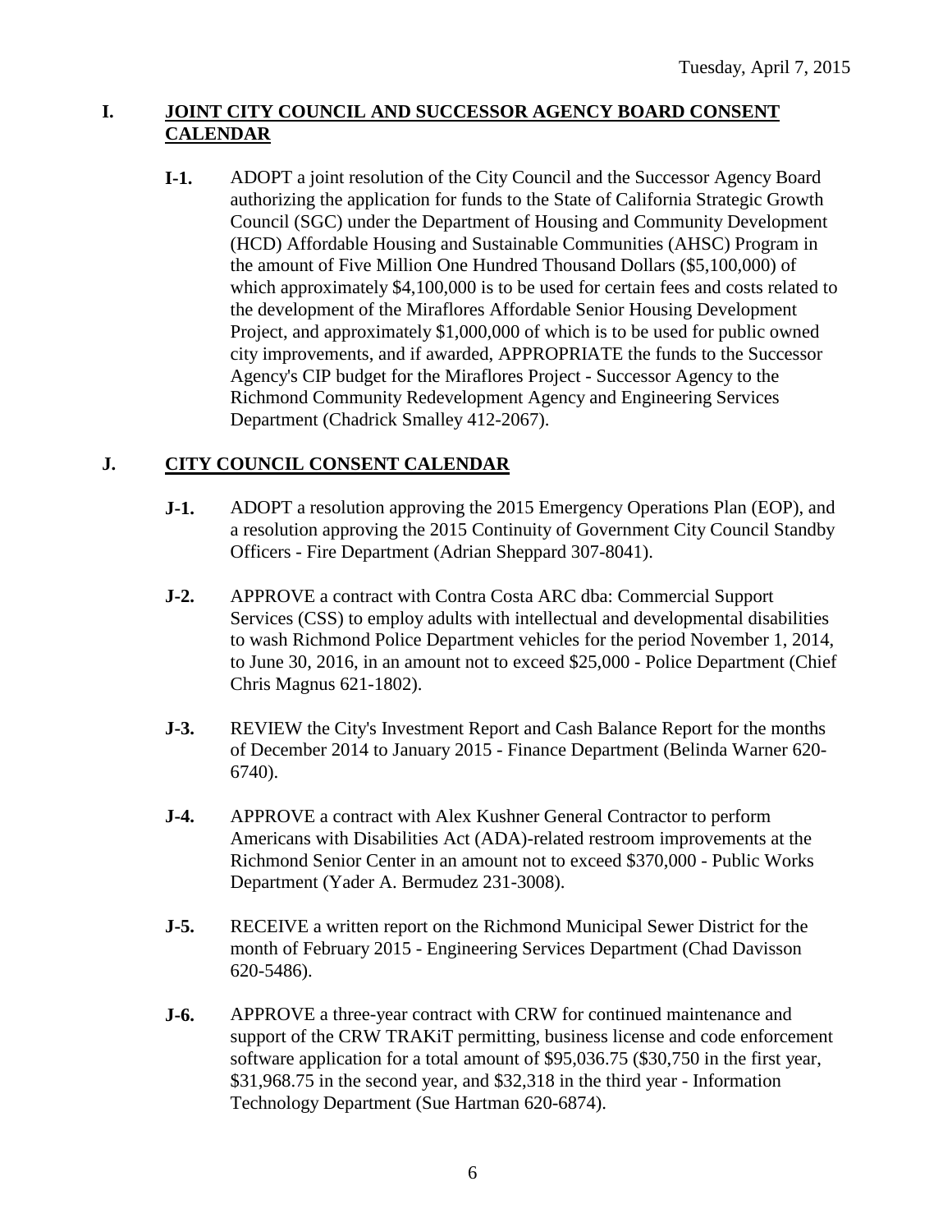Tuesday, April 7, 2015

## I. JOINT CITY COUNCIL AND SUCCESSOR AGENCY BOARD CONSENT CALENDAR

**I-1.** ADOPT a joint resolution of the City Council and the Successor Agency Board authorizing the application for funds to the State of California Strategic Growth Council (SGC) under the Department of Housing and Community Development (HCD) Affordable Housing and Sustainable Communities (AHSC) Program in the amount of Five Million One Hundred Thousand Dollars ($5,100,000) of which approximately $4,100,000 is to be used for certain fees and costs related to the development of the Miraflores Affordable Senior Housing Development Project, and approximately $1,000,000 of which is to be used for public owned city improvements, and if awarded, APPROPRIATE the funds to the Successor Agency's CIP budget for the Miraflores Project - Successor Agency to the Richmond Community Redevelopment Agency and Engineering Services Department (Chadrick Smalley 412-2067).

## J. CITY COUNCIL CONSENT CALENDAR

**J-1.** ADOPT a resolution approving the 2015 Emergency Operations Plan (EOP), and a resolution approving the 2015 Continuity of Government City Council Standby Officers - Fire Department (Adrian Sheppard 307-8041).

**J-2.** APPROVE a contract with Contra Costa ARC dba: Commercial Support Services (CSS) to employ adults with intellectual and developmental disabilities to wash Richmond Police Department vehicles for the period November 1, 2014, to June 30, 2016, in an amount not to exceed $25,000 - Police Department (Chief Chris Magnus 621-1802).

**J-3.** REVIEW the City's Investment Report and Cash Balance Report for the months of December 2014 to January 2015 - Finance Department (Belinda Warner 620-6740).

**J-4.** APPROVE a contract with Alex Kushner General Contractor to perform Americans with Disabilities Act (ADA)-related restroom improvements at the Richmond Senior Center in an amount not to exceed $370,000 - Public Works Department (Yader A. Bermudez 231-3008).

**J-5.** RECEIVE a written report on the Richmond Municipal Sewer District for the month of February 2015 - Engineering Services Department (Chad Davisson 620-5486).

**J-6.** APPROVE a three-year contract with CRW for continued maintenance and support of the CRW TRAKiT permitting, business license and code enforcement software application for a total amount of $95,036.75 ($30,750 in the first year, $31,968.75 in the second year, and $32,318 in the third year - Information Technology Department (Sue Hartman 620-6874).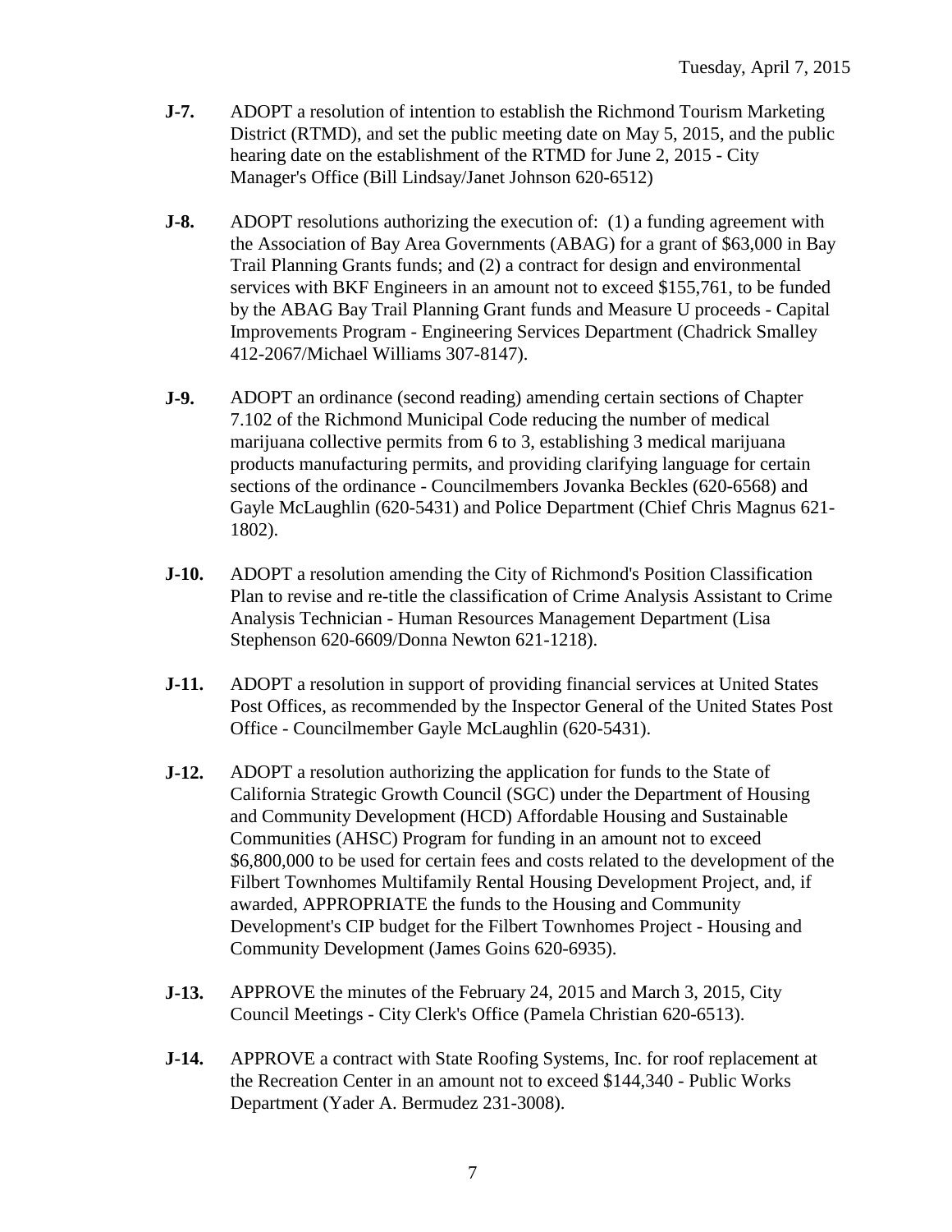Tuesday, April 7, 2015

**J-7.** ADOPT a resolution of intention to establish the Richmond Tourism Marketing District (RTMD), and set the public meeting date on May 5, 2015, and the public hearing date on the establishment of the RTMD for June 2, 2015 - City Manager's Office (Bill Lindsay/Janet Johnson 620-6512)

**J-8.** ADOPT resolutions authorizing the execution of: (1) a funding agreement with the Association of Bay Area Governments (ABAG) for a grant of $63,000 in Bay Trail Planning Grants funds; and (2) a contract for design and environmental services with BKF Engineers in an amount not to exceed $155,761, to be funded by the ABAG Bay Trail Planning Grant funds and Measure U proceeds - Capital Improvements Program - Engineering Services Department (Chadrick Smalley 412-2067/Michael Williams 307-8147).

**J-9.** ADOPT an ordinance (second reading) amending certain sections of Chapter 7.102 of the Richmond Municipal Code reducing the number of medical marijuana collective permits from 6 to 3, establishing 3 medical marijuana products manufacturing permits, and providing clarifying language for certain sections of the ordinance - Councilmembers Jovanka Beckles (620-6568) and Gayle McLaughlin (620-5431) and Police Department (Chief Chris Magnus 621-1802).

**J-10.** ADOPT a resolution amending the City of Richmond's Position Classification Plan to revise and re-title the classification of Crime Analysis Assistant to Crime Analysis Technician - Human Resources Management Department (Lisa Stephenson 620-6609/Donna Newton 621-1218).

**J-11.** ADOPT a resolution in support of providing financial services at United States Post Offices, as recommended by the Inspector General of the United States Post Office - Councilmember Gayle McLaughlin (620-5431).

**J-12.** ADOPT a resolution authorizing the application for funds to the State of California Strategic Growth Council (SGC) under the Department of Housing and Community Development (HCD) Affordable Housing and Sustainable Communities (AHSC) Program for funding in an amount not to exceed $6,800,000 to be used for certain fees and costs related to the development of the Filbert Townhomes Multifamily Rental Housing Development Project, and, if awarded, APPROPRIATE the funds to the Housing and Community Development's CIP budget for the Filbert Townhomes Project - Housing and Community Development (James Goins 620-6935).

**J-13.** APPROVE the minutes of the February 24, 2015 and March 3, 2015, City Council Meetings - City Clerk's Office (Pamela Christian 620-6513).

**J-14.** APPROVE a contract with State Roofing Systems, Inc. for roof replacement at the Recreation Center in an amount not to exceed $144,340 - Public Works Department (Yader A. Bermudez 231-3008).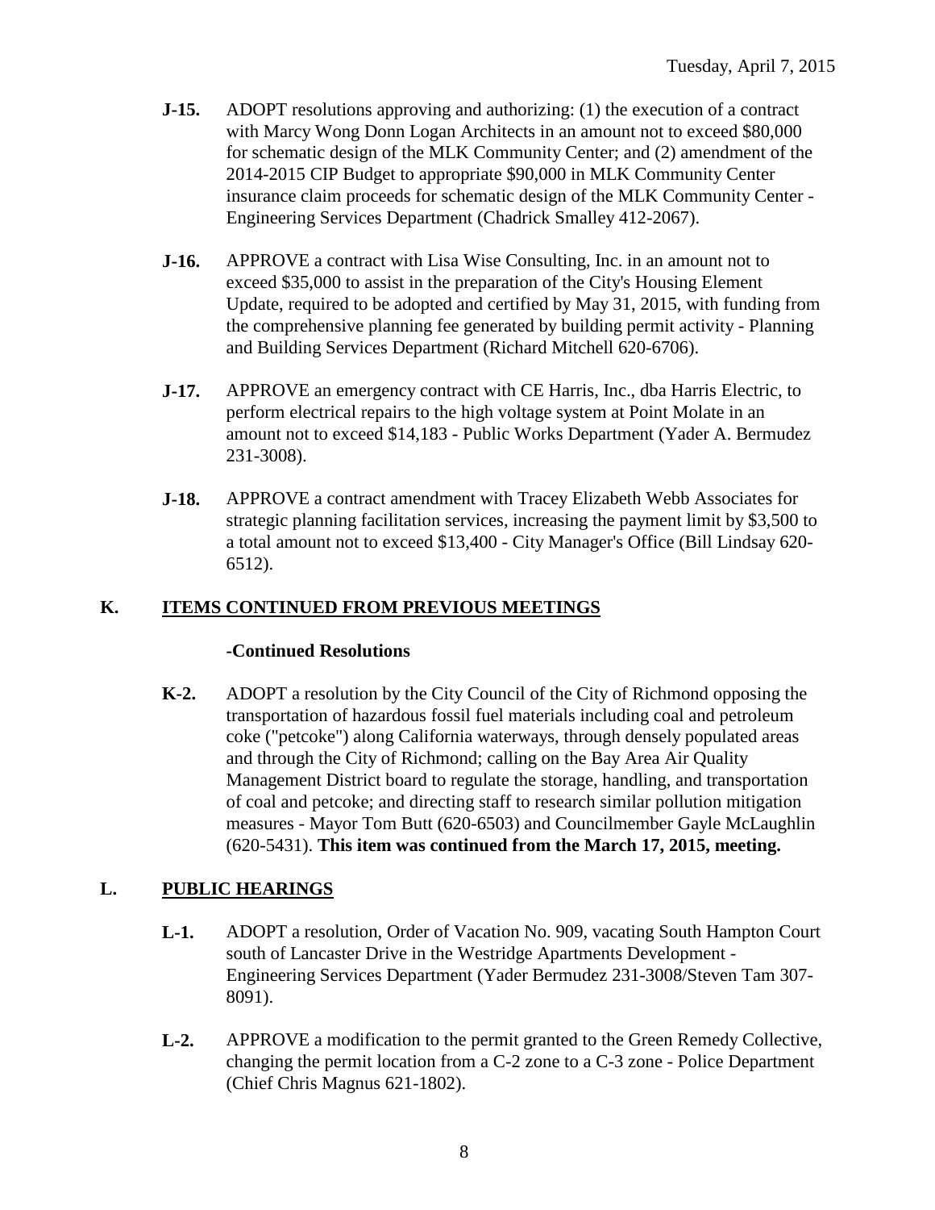**J-15.** ADOPT resolutions approving and authorizing: (1) the execution of a contract with Marcy Wong Donn Logan Architects in an amount not to exceed $80,000 for schematic design of the MLK Community Center; and (2) amendment of the 2014-2015 CIP Budget to appropriate $90,000 in MLK Community Center insurance claim proceeds for schematic design of the MLK Community Center - Engineering Services Department (Chadrick Smalley 412-2067).

**J-16.** APPROVE a contract with Lisa Wise Consulting, Inc. in an amount not to exceed $35,000 to assist in the preparation of the City's Housing Element Update, required to be adopted and certified by May 31, 2015, with funding from the comprehensive planning fee generated by building permit activity - Planning and Building Services Department (Richard Mitchell 620-6706).

**J-17.** APPROVE an emergency contract with CE Harris, Inc., dba Harris Electric, to perform electrical repairs to the high voltage system at Point Molate in an amount not to exceed $14,183 - Public Works Department (Yader A. Bermudez 231-3008).

**J-18.** APPROVE a contract amendment with Tracey Elizabeth Webb Associates for strategic planning facilitation services, increasing the payment limit by $3,500 to a total amount not to exceed $13,400 - City Manager's Office (Bill Lindsay 620-6512).

## K. ITEMS CONTINUED FROM PREVIOUS MEETINGS

**-Continued Resolutions**

**K-2.** ADOPT a resolution by the City Council of the City of Richmond opposing the transportation of hazardous fossil fuel materials including coal and petroleum coke ("petcoke") along California waterways, through densely populated areas and through the City of Richmond; calling on the Bay Area Air Quality Management District board to regulate the storage, handling, and transportation of coal and petcoke; and directing staff to research similar pollution mitigation measures - Mayor Tom Butt (620-6503) and Councilmember Gayle McLaughlin (620-5431). **This item was continued from the March 17, 2015, meeting.**

## L. PUBLIC HEARINGS

**L-1.** ADOPT a resolution, Order of Vacation No. 909, vacating South Hampton Court south of Lancaster Drive in the Westridge Apartments Development - Engineering Services Department (Yader Bermudez 231-3008/Steven Tam 307-8091).

**L-2.** APPROVE a modification to the permit granted to the Green Remedy Collective, changing the permit location from a C-2 zone to a C-3 zone - Police Department (Chief Chris Magnus 621-1802).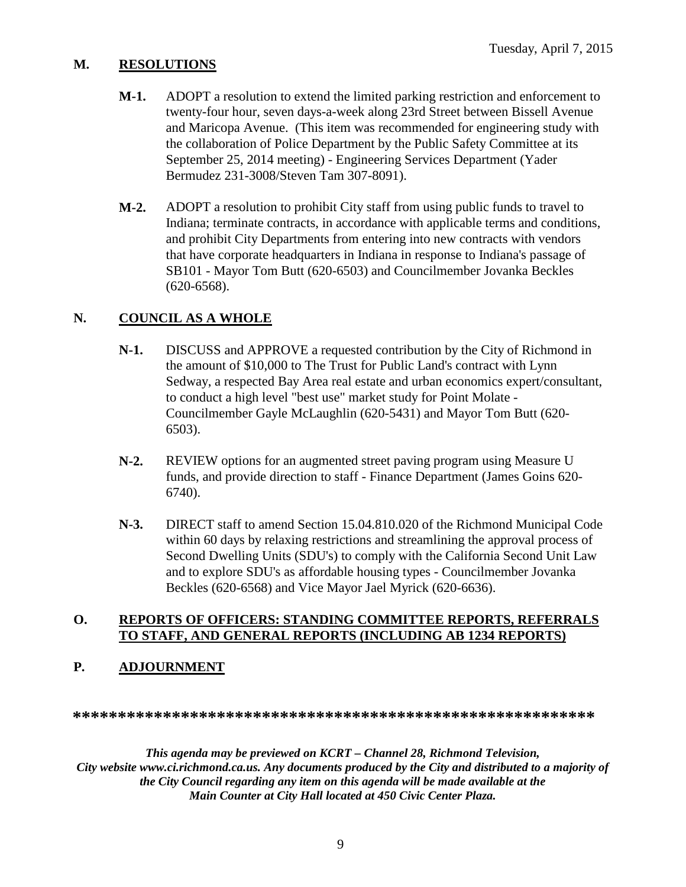## M. RESOLUTIONS

**M-1.** ADOPT a resolution to extend the limited parking restriction and enforcement to twenty-four hour, seven days-a-week along 23rd Street between Bissell Avenue and Maricopa Avenue. (This item was recommended for engineering study with the collaboration of Police Department by the Public Safety Committee at its September 25, 2014 meeting) - Engineering Services Department (Yader Bermudez 231-3008/Steven Tam 307-8091).

**M-2.** ADOPT a resolution to prohibit City staff from using public funds to travel to Indiana; terminate contracts, in accordance with applicable terms and conditions, and prohibit City Departments from entering into new contracts with vendors that have corporate headquarters in Indiana in response to Indiana's passage of SB101 - Mayor Tom Butt (620-6503) and Councilmember Jovanka Beckles (620-6568).

## N. COUNCIL AS A WHOLE

**N-1.** DISCUSS and APPROVE a requested contribution by the City of Richmond in the amount of $10,000 to The Trust for Public Land's contract with Lynn Sedway, a respected Bay Area real estate and urban economics expert/consultant, to conduct a high level "best use" market study for Point Molate - Councilmember Gayle McLaughlin (620-5431) and Mayor Tom Butt (620-6503).

**N-2.** REVIEW options for an augmented street paving program using Measure U funds, and provide direction to staff - Finance Department (James Goins 620-6740).

**N-3.** DIRECT staff to amend Section 15.04.810.020 of the Richmond Municipal Code within 60 days by relaxing restrictions and streamlining the approval process of Second Dwelling Units (SDU's) to comply with the California Second Unit Law and to explore SDU's as affordable housing types - Councilmember Jovanka Beckles (620-6568) and Vice Mayor Jael Myrick (620-6636).

## O. REPORTS OF OFFICERS: STANDING COMMITTEE REPORTS, REFERRALS TO STAFF, AND GENERAL REPORTS (INCLUDING AB 1234 REPORTS)

## P. ADJOURNMENT

**********************************************************

***This agenda may be previewed on KCRT – Channel 28, Richmond Television, City website www.ci.richmond.ca.us. Any documents produced by the City and distributed to a majority of the City Council regarding any item on this agenda will be made available at the Main Counter at City Hall located at 450 Civic Center Plaza.***